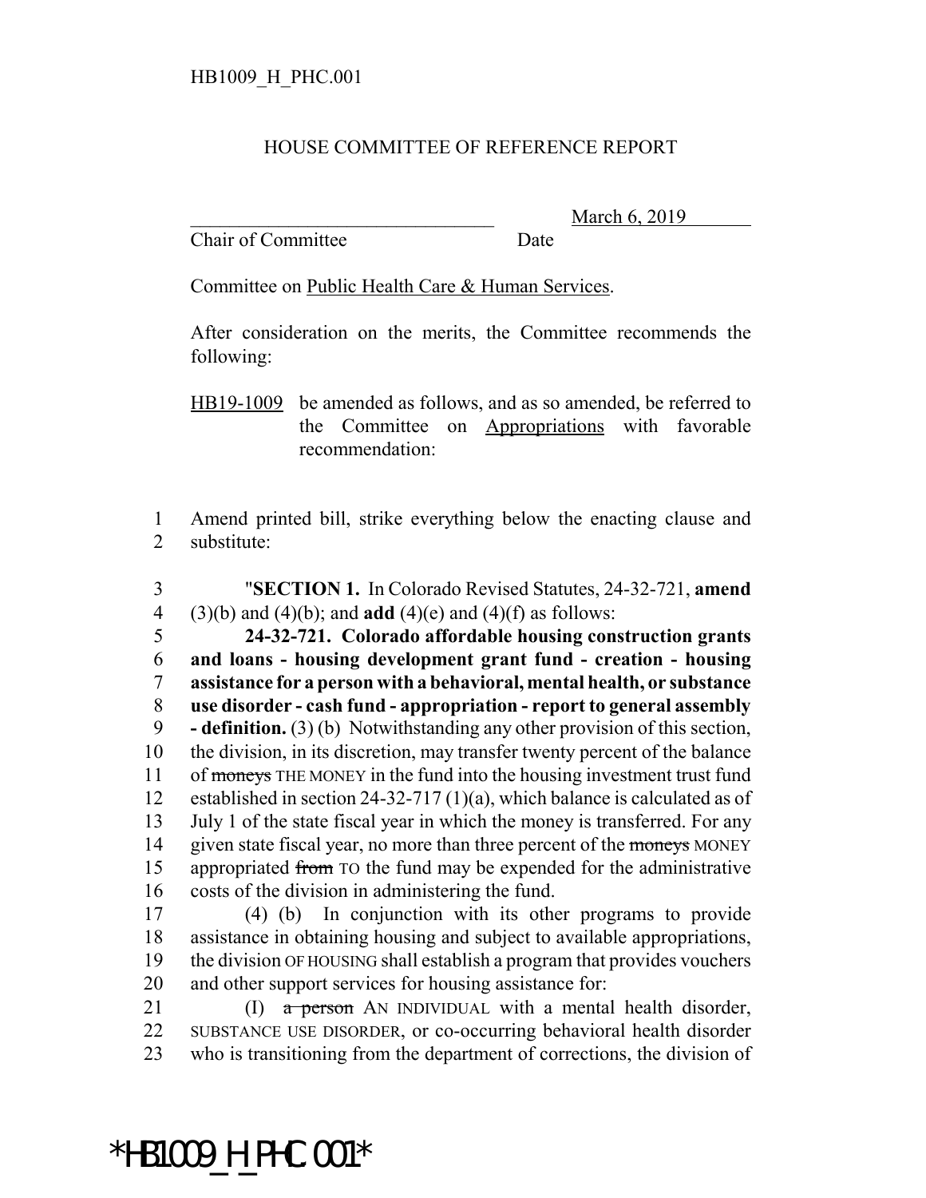HB1009_H_PHC.001

HOUSE COMMITTEE OF REFERENCE REPORT

________________________________ March 6, 2019
Chair of Committee Date

Committee on Public Health Care & Human Services.

After consideration on the merits, the Committee recommends the following:

HB19-1009 be amended as follows, and as so amended, be referred to the Committee on Appropriations with favorable recommendation:

1 Amend printed bill, strike everything below the enacting clause and
2 substitute:

3 "**SECTION 1.** In Colorado Revised Statutes, 24-32-721, **amend**
4 (3)(b) and (4)(b); and **add** (4)(e) and (4)(f) as follows:
5 **24-32-721. Colorado affordable housing construction grants**
6 **and loans - housing development grant fund - creation - housing**
7 **assistance for a person with a behavioral, mental health, or substance**
8 **use disorder - cash fund - appropriation - report to general assembly**
9 **- definition.** (3) (b) Notwithstanding any other provision of this section,
10 the division, in its discretion, may transfer twenty percent of the balance
11 of ~~moneys~~ THE MONEY in the fund into the housing investment trust fund
12 established in section 24-32-717 (1)(a), which balance is calculated as of
13 July 1 of the state fiscal year in which the money is transferred. For any
14 given state fiscal year, no more than three percent of the ~~moneys~~ MONEY
15 appropriated ~~from~~ TO the fund may be expended for the administrative
16 costs of the division in administering the fund.
17 (4) (b) In conjunction with its other programs to provide
18 assistance in obtaining housing and subject to available appropriations,
19 the division OF HOUSING shall establish a program that provides vouchers
20 and other support services for housing assistance for:
21 (I) ~~a person~~ AN INDIVIDUAL with a mental health disorder,
22 SUBSTANCE USE DISORDER, or co-occurring behavioral health disorder
23 who is transitioning from the department of corrections, the division of

*HB1009_H_PHC.001*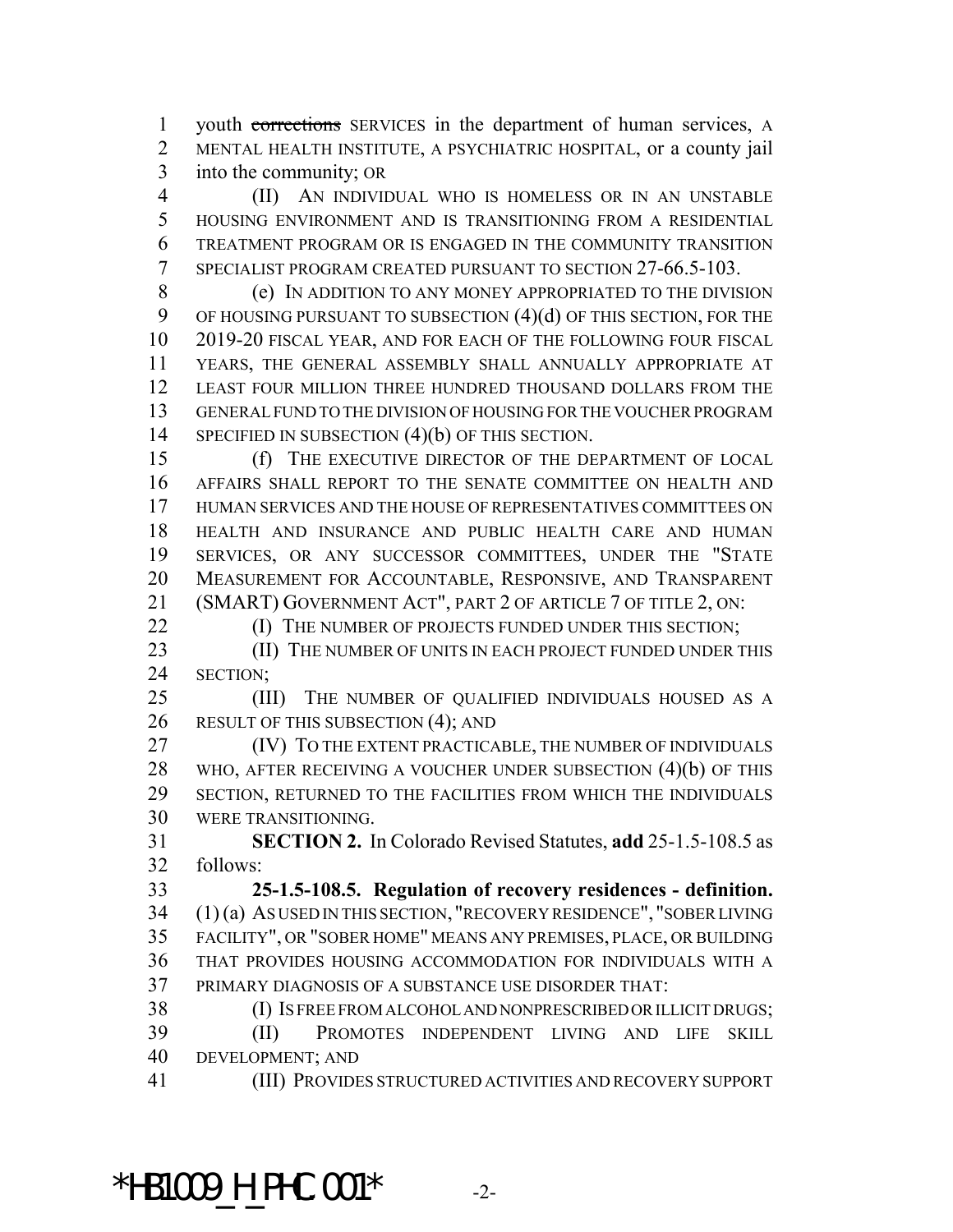youth ~~corrections~~ SERVICES in the department of human services, A MENTAL HEALTH INSTITUTE, A PSYCHIATRIC HOSPITAL, or a county jail into the community; OR

(II) AN INDIVIDUAL WHO IS HOMELESS OR IN AN UNSTABLE HOUSING ENVIRONMENT AND IS TRANSITIONING FROM A RESIDENTIAL TREATMENT PROGRAM OR IS ENGAGED IN THE COMMUNITY TRANSITION SPECIALIST PROGRAM CREATED PURSUANT TO SECTION 27-66.5-103.

(e) IN ADDITION TO ANY MONEY APPROPRIATED TO THE DIVISION OF HOUSING PURSUANT TO SUBSECTION (4)(d) OF THIS SECTION, FOR THE 2019-20 FISCAL YEAR, AND FOR EACH OF THE FOLLOWING FOUR FISCAL YEARS, THE GENERAL ASSEMBLY SHALL ANNUALLY APPROPRIATE AT LEAST FOUR MILLION THREE HUNDRED THOUSAND DOLLARS FROM THE GENERAL FUND TO THE DIVISION OF HOUSING FOR THE VOUCHER PROGRAM SPECIFIED IN SUBSECTION (4)(b) OF THIS SECTION.

(f) THE EXECUTIVE DIRECTOR OF THE DEPARTMENT OF LOCAL AFFAIRS SHALL REPORT TO THE SENATE COMMITTEE ON HEALTH AND HUMAN SERVICES AND THE HOUSE OF REPRESENTATIVES COMMITTEES ON HEALTH AND INSURANCE AND PUBLIC HEALTH CARE AND HUMAN SERVICES, OR ANY SUCCESSOR COMMITTEES, UNDER THE "STATE MEASUREMENT FOR ACCOUNTABLE, RESPONSIVE, AND TRANSPARENT (SMART) GOVERNMENT ACT", PART 2 OF ARTICLE 7 OF TITLE 2, ON:

(I) THE NUMBER OF PROJECTS FUNDED UNDER THIS SECTION;

(II) THE NUMBER OF UNITS IN EACH PROJECT FUNDED UNDER THIS SECTION;

(III) THE NUMBER OF QUALIFIED INDIVIDUALS HOUSED AS A RESULT OF THIS SUBSECTION (4); AND

(IV) TO THE EXTENT PRACTICABLE, THE NUMBER OF INDIVIDUALS WHO, AFTER RECEIVING A VOUCHER UNDER SUBSECTION (4)(b) OF THIS SECTION, RETURNED TO THE FACILITIES FROM WHICH THE INDIVIDUALS WERE TRANSITIONING.

**SECTION 2.** In Colorado Revised Statutes, **add** 25-1.5-108.5 as follows:

**25-1.5-108.5. Regulation of recovery residences - definition.** (1) (a) AS USED IN THIS SECTION, "RECOVERY RESIDENCE", "SOBER LIVING FACILITY", OR "SOBER HOME" MEANS ANY PREMISES, PLACE, OR BUILDING THAT PROVIDES HOUSING ACCOMMODATION FOR INDIVIDUALS WITH A PRIMARY DIAGNOSIS OF A SUBSTANCE USE DISORDER THAT:

(I) IS FREE FROM ALCOHOL AND NONPRESCRIBED OR ILLICIT DRUGS;

(II) PROMOTES INDEPENDENT LIVING AND LIFE SKILL DEVELOPMENT; AND

(III) PROVIDES STRUCTURED ACTIVITIES AND RECOVERY SUPPORT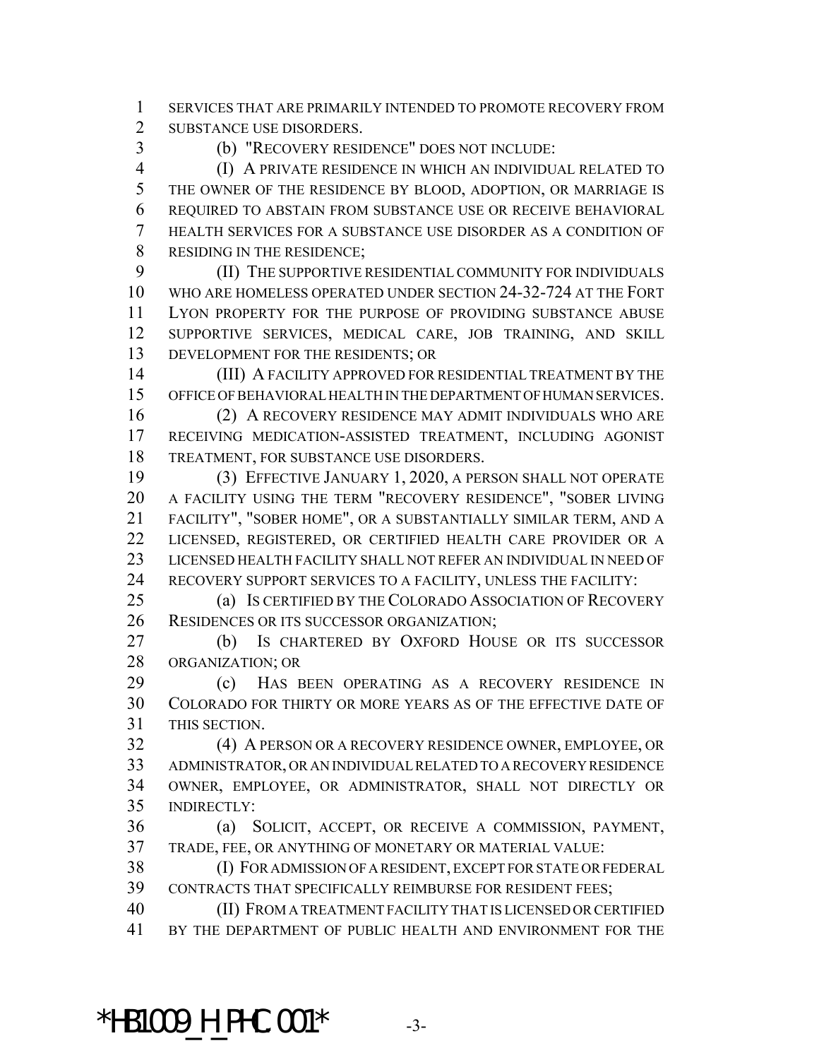SERVICES THAT ARE PRIMARILY INTENDED TO PROMOTE RECOVERY FROM SUBSTANCE USE DISORDERS.

(b) "RECOVERY RESIDENCE" DOES NOT INCLUDE:

(I) A PRIVATE RESIDENCE IN WHICH AN INDIVIDUAL RELATED TO THE OWNER OF THE RESIDENCE BY BLOOD, ADOPTION, OR MARRIAGE IS REQUIRED TO ABSTAIN FROM SUBSTANCE USE OR RECEIVE BEHAVIORAL HEALTH SERVICES FOR A SUBSTANCE USE DISORDER AS A CONDITION OF RESIDING IN THE RESIDENCE;

(II) THE SUPPORTIVE RESIDENTIAL COMMUNITY FOR INDIVIDUALS WHO ARE HOMELESS OPERATED UNDER SECTION 24-32-724 AT THE FORT LYON PROPERTY FOR THE PURPOSE OF PROVIDING SUBSTANCE ABUSE SUPPORTIVE SERVICES, MEDICAL CARE, JOB TRAINING, AND SKILL DEVELOPMENT FOR THE RESIDENTS; OR

(III) A FACILITY APPROVED FOR RESIDENTIAL TREATMENT BY THE OFFICE OF BEHAVIORAL HEALTH IN THE DEPARTMENT OF HUMAN SERVICES.

(2) A RECOVERY RESIDENCE MAY ADMIT INDIVIDUALS WHO ARE RECEIVING MEDICATION-ASSISTED TREATMENT, INCLUDING AGONIST TREATMENT, FOR SUBSTANCE USE DISORDERS.

(3) EFFECTIVE JANUARY 1, 2020, A PERSON SHALL NOT OPERATE A FACILITY USING THE TERM "RECOVERY RESIDENCE", "SOBER LIVING FACILITY", "SOBER HOME", OR A SUBSTANTIALLY SIMILAR TERM, AND A LICENSED, REGISTERED, OR CERTIFIED HEALTH CARE PROVIDER OR A LICENSED HEALTH FACILITY SHALL NOT REFER AN INDIVIDUAL IN NEED OF RECOVERY SUPPORT SERVICES TO A FACILITY, UNLESS THE FACILITY:

(a) IS CERTIFIED BY THE COLORADO ASSOCIATION OF RECOVERY RESIDENCES OR ITS SUCCESSOR ORGANIZATION;

(b) IS CHARTERED BY OXFORD HOUSE OR ITS SUCCESSOR ORGANIZATION; OR

(c) HAS BEEN OPERATING AS A RECOVERY RESIDENCE IN COLORADO FOR THIRTY OR MORE YEARS AS OF THE EFFECTIVE DATE OF THIS SECTION.

(4) A PERSON OR A RECOVERY RESIDENCE OWNER, EMPLOYEE, OR ADMINISTRATOR, OR AN INDIVIDUAL RELATED TO A RECOVERY RESIDENCE OWNER, EMPLOYEE, OR ADMINISTRATOR, SHALL NOT DIRECTLY OR INDIRECTLY:

(a) SOLICIT, ACCEPT, OR RECEIVE A COMMISSION, PAYMENT, TRADE, FEE, OR ANYTHING OF MONETARY OR MATERIAL VALUE:

(I) FOR ADMISSION OF A RESIDENT, EXCEPT FOR STATE OR FEDERAL CONTRACTS THAT SPECIFICALLY REIMBURSE FOR RESIDENT FEES;

(II) FROM A TREATMENT FACILITY THAT IS LICENSED OR CERTIFIED BY THE DEPARTMENT OF PUBLIC HEALTH AND ENVIRONMENT FOR THE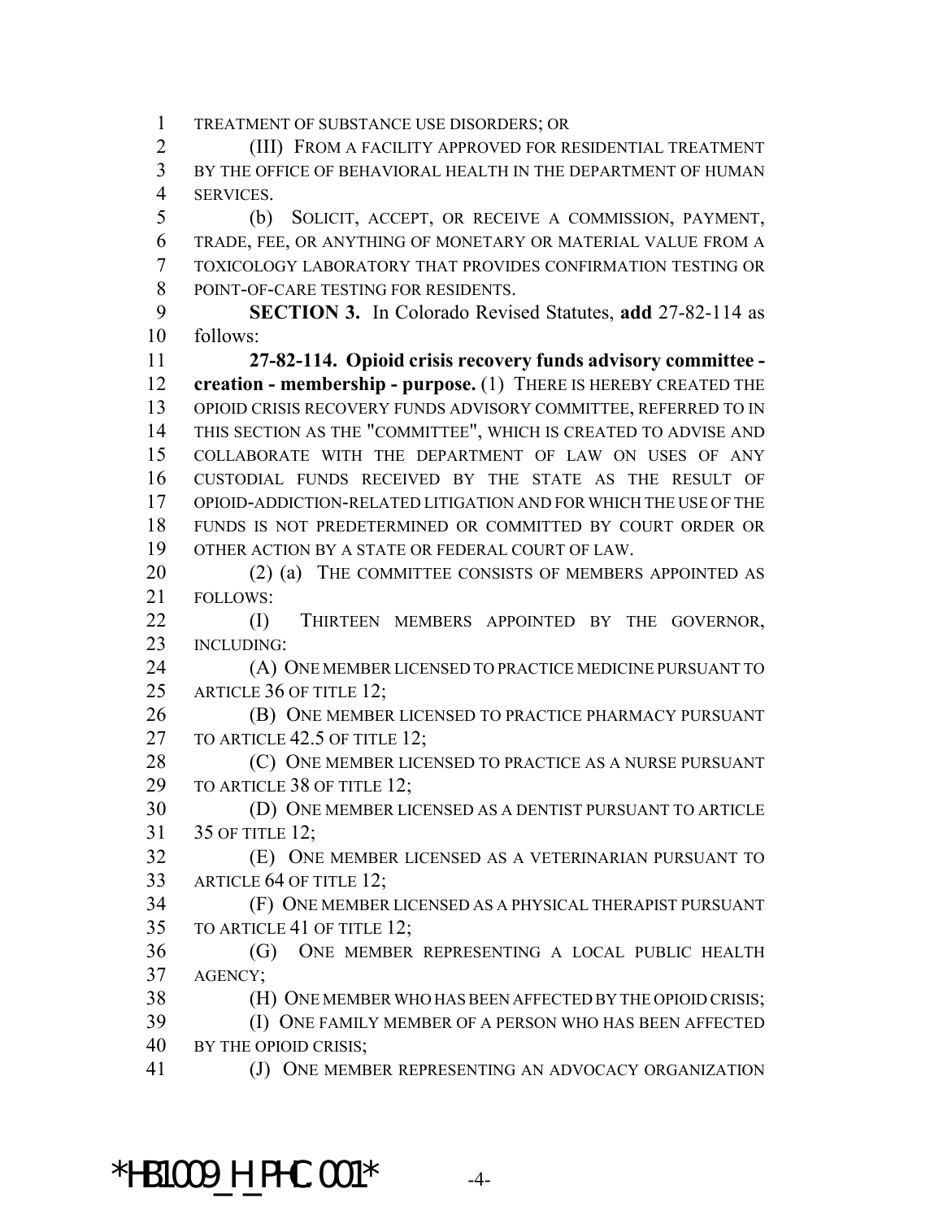TREATMENT OF SUBSTANCE USE DISORDERS; OR

(III) FROM A FACILITY APPROVED FOR RESIDENTIAL TREATMENT BY THE OFFICE OF BEHAVIORAL HEALTH IN THE DEPARTMENT OF HUMAN SERVICES.

(b) SOLICIT, ACCEPT, OR RECEIVE A COMMISSION, PAYMENT, TRADE, FEE, OR ANYTHING OF MONETARY OR MATERIAL VALUE FROM A TOXICOLOGY LABORATORY THAT PROVIDES CONFIRMATION TESTING OR POINT-OF-CARE TESTING FOR RESIDENTS.

**SECTION 3.** In Colorado Revised Statutes, **add** 27-82-114 as follows:

**27-82-114. Opioid crisis recovery funds advisory committee - creation - membership - purpose.** (1) THERE IS HEREBY CREATED THE OPIOID CRISIS RECOVERY FUNDS ADVISORY COMMITTEE, REFERRED TO IN THIS SECTION AS THE "COMMITTEE", WHICH IS CREATED TO ADVISE AND COLLABORATE WITH THE DEPARTMENT OF LAW ON USES OF ANY CUSTODIAL FUNDS RECEIVED BY THE STATE AS THE RESULT OF OPIOID-ADDICTION-RELATED LITIGATION AND FOR WHICH THE USE OF THE FUNDS IS NOT PREDETERMINED OR COMMITTED BY COURT ORDER OR OTHER ACTION BY A STATE OR FEDERAL COURT OF LAW.

(2) (a) THE COMMITTEE CONSISTS OF MEMBERS APPOINTED AS FOLLOWS:

(I) THIRTEEN MEMBERS APPOINTED BY THE GOVERNOR, INCLUDING:

(A) ONE MEMBER LICENSED TO PRACTICE MEDICINE PURSUANT TO ARTICLE 36 OF TITLE 12;

(B) ONE MEMBER LICENSED TO PRACTICE PHARMACY PURSUANT TO ARTICLE 42.5 OF TITLE 12;

(C) ONE MEMBER LICENSED TO PRACTICE AS A NURSE PURSUANT TO ARTICLE 38 OF TITLE 12;

(D) ONE MEMBER LICENSED AS A DENTIST PURSUANT TO ARTICLE 35 OF TITLE 12;

(E) ONE MEMBER LICENSED AS A VETERINARIAN PURSUANT TO ARTICLE 64 OF TITLE 12;

(F) ONE MEMBER LICENSED AS A PHYSICAL THERAPIST PURSUANT TO ARTICLE 41 OF TITLE 12;

(G) ONE MEMBER REPRESENTING A LOCAL PUBLIC HEALTH AGENCY;

(H) ONE MEMBER WHO HAS BEEN AFFECTED BY THE OPIOID CRISIS;

(I) ONE FAMILY MEMBER OF A PERSON WHO HAS BEEN AFFECTED BY THE OPIOID CRISIS;

(J) ONE MEMBER REPRESENTING AN ADVOCACY ORGANIZATION

*HB1009_H_PHC.001*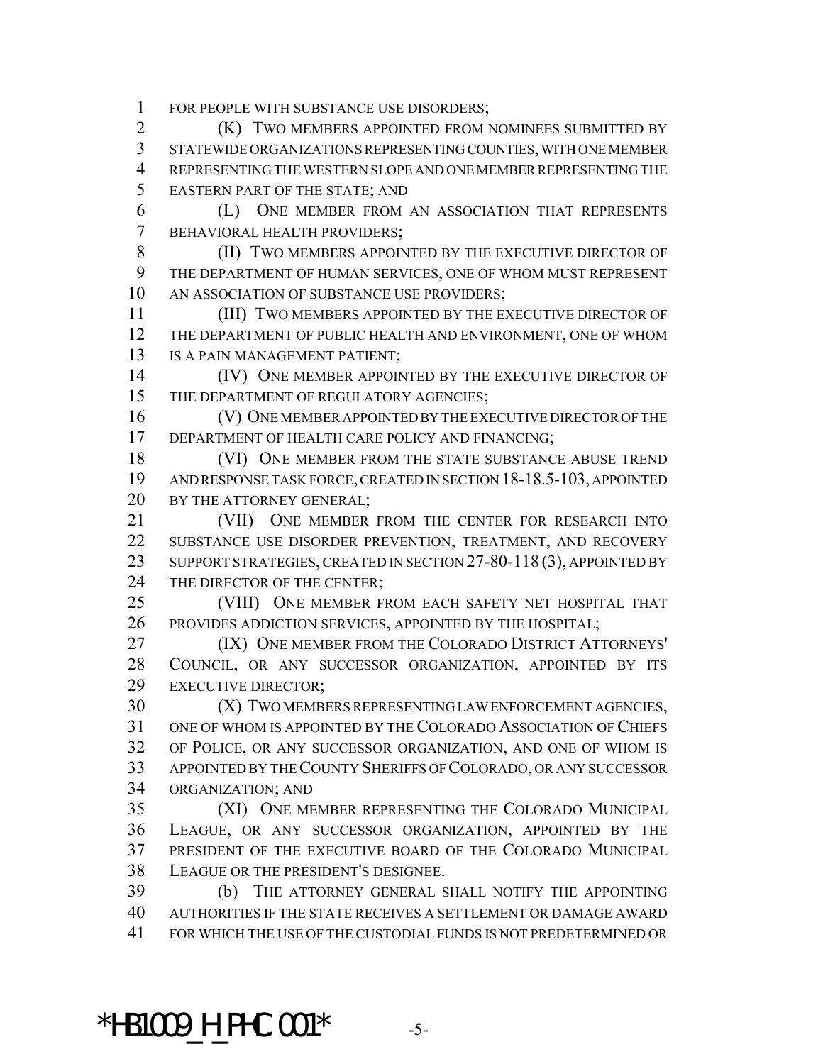FOR PEOPLE WITH SUBSTANCE USE DISORDERS;

(K) TWO MEMBERS APPOINTED FROM NOMINEES SUBMITTED BY STATEWIDE ORGANIZATIONS REPRESENTING COUNTIES, WITH ONE MEMBER REPRESENTING THE WESTERN SLOPE AND ONE MEMBER REPRESENTING THE EASTERN PART OF THE STATE; AND

(L) ONE MEMBER FROM AN ASSOCIATION THAT REPRESENTS BEHAVIORAL HEALTH PROVIDERS;

(II) TWO MEMBERS APPOINTED BY THE EXECUTIVE DIRECTOR OF THE DEPARTMENT OF HUMAN SERVICES, ONE OF WHOM MUST REPRESENT AN ASSOCIATION OF SUBSTANCE USE PROVIDERS;

(III) TWO MEMBERS APPOINTED BY THE EXECUTIVE DIRECTOR OF THE DEPARTMENT OF PUBLIC HEALTH AND ENVIRONMENT, ONE OF WHOM IS A PAIN MANAGEMENT PATIENT;

(IV) ONE MEMBER APPOINTED BY THE EXECUTIVE DIRECTOR OF THE DEPARTMENT OF REGULATORY AGENCIES;

(V) ONE MEMBER APPOINTED BY THE EXECUTIVE DIRECTOR OF THE DEPARTMENT OF HEALTH CARE POLICY AND FINANCING;

(VI) ONE MEMBER FROM THE STATE SUBSTANCE ABUSE TREND AND RESPONSE TASK FORCE, CREATED IN SECTION 18-18.5-103, APPOINTED BY THE ATTORNEY GENERAL;

(VII) ONE MEMBER FROM THE CENTER FOR RESEARCH INTO SUBSTANCE USE DISORDER PREVENTION, TREATMENT, AND RECOVERY SUPPORT STRATEGIES, CREATED IN SECTION 27-80-118 (3), APPOINTED BY THE DIRECTOR OF THE CENTER;

(VIII) ONE MEMBER FROM EACH SAFETY NET HOSPITAL THAT PROVIDES ADDICTION SERVICES, APPOINTED BY THE HOSPITAL;

(IX) ONE MEMBER FROM THE COLORADO DISTRICT ATTORNEYS' COUNCIL, OR ANY SUCCESSOR ORGANIZATION, APPOINTED BY ITS EXECUTIVE DIRECTOR;

(X) TWO MEMBERS REPRESENTING LAW ENFORCEMENT AGENCIES, ONE OF WHOM IS APPOINTED BY THE COLORADO ASSOCIATION OF CHIEFS OF POLICE, OR ANY SUCCESSOR ORGANIZATION, AND ONE OF WHOM IS APPOINTED BY THE COUNTY SHERIFFS OF COLORADO, OR ANY SUCCESSOR ORGANIZATION; AND

(XI) ONE MEMBER REPRESENTING THE COLORADO MUNICIPAL LEAGUE, OR ANY SUCCESSOR ORGANIZATION, APPOINTED BY THE PRESIDENT OF THE EXECUTIVE BOARD OF THE COLORADO MUNICIPAL LEAGUE OR THE PRESIDENT'S DESIGNEE.

(b) THE ATTORNEY GENERAL SHALL NOTIFY THE APPOINTING AUTHORITIES IF THE STATE RECEIVES A SETTLEMENT OR DAMAGE AWARD FOR WHICH THE USE OF THE CUSTODIAL FUNDS IS NOT PREDETERMINED OR

*HB1009_H_PHC.001*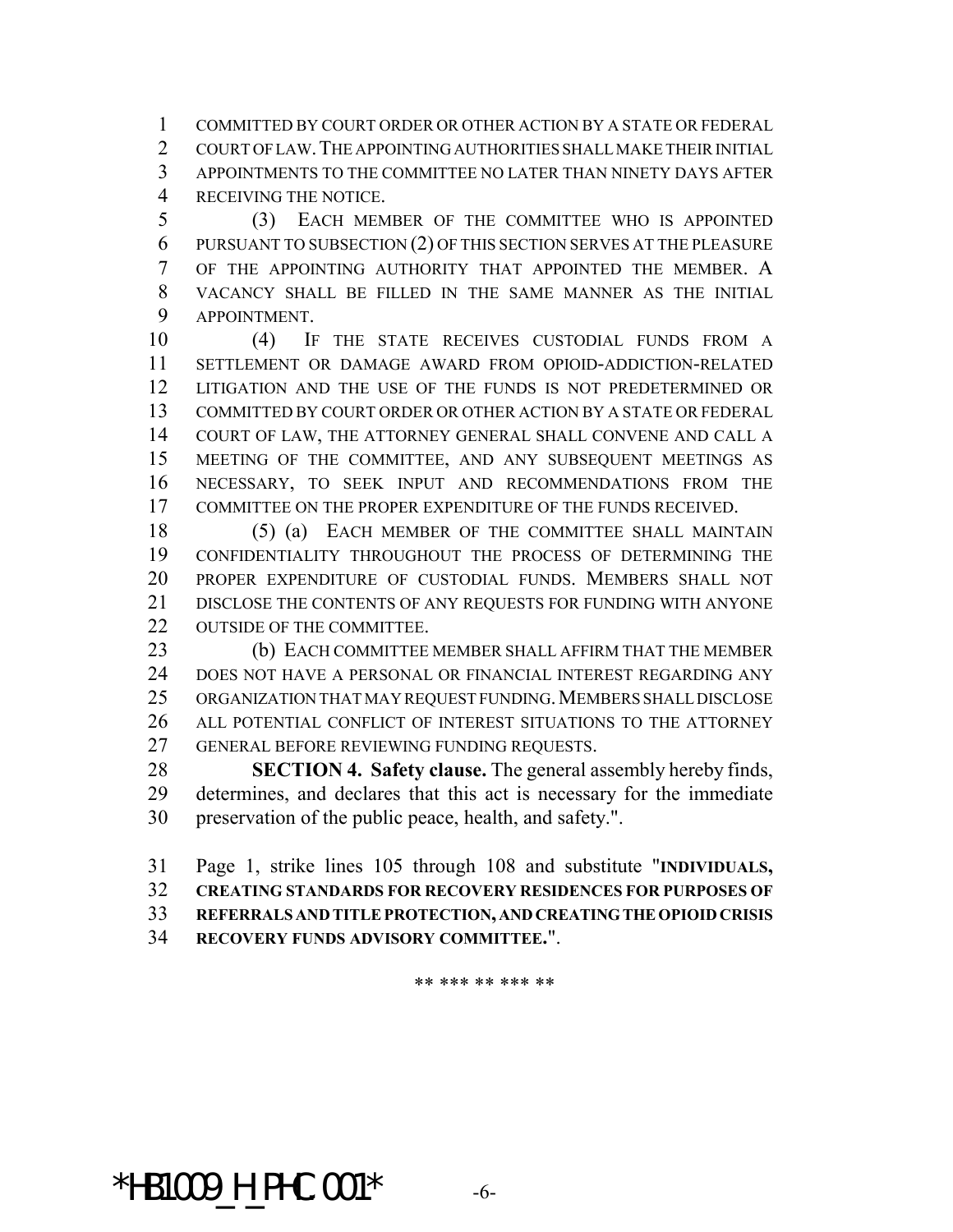COMMITTED BY COURT ORDER OR OTHER ACTION BY A STATE OR FEDERAL COURT OF LAW. THE APPOINTING AUTHORITIES SHALL MAKE THEIR INITIAL APPOINTMENTS TO THE COMMITTEE NO LATER THAN NINETY DAYS AFTER RECEIVING THE NOTICE.

(3) EACH MEMBER OF THE COMMITTEE WHO IS APPOINTED PURSUANT TO SUBSECTION (2) OF THIS SECTION SERVES AT THE PLEASURE OF THE APPOINTING AUTHORITY THAT APPOINTED THE MEMBER. A VACANCY SHALL BE FILLED IN THE SAME MANNER AS THE INITIAL APPOINTMENT.

(4) IF THE STATE RECEIVES CUSTODIAL FUNDS FROM A SETTLEMENT OR DAMAGE AWARD FROM OPIOID-ADDICTION-RELATED LITIGATION AND THE USE OF THE FUNDS IS NOT PREDETERMINED OR COMMITTED BY COURT ORDER OR OTHER ACTION BY A STATE OR FEDERAL COURT OF LAW, THE ATTORNEY GENERAL SHALL CONVENE AND CALL A MEETING OF THE COMMITTEE, AND ANY SUBSEQUENT MEETINGS AS NECESSARY, TO SEEK INPUT AND RECOMMENDATIONS FROM THE COMMITTEE ON THE PROPER EXPENDITURE OF THE FUNDS RECEIVED.

(5) (a) EACH MEMBER OF THE COMMITTEE SHALL MAINTAIN CONFIDENTIALITY THROUGHOUT THE PROCESS OF DETERMINING THE PROPER EXPENDITURE OF CUSTODIAL FUNDS. MEMBERS SHALL NOT DISCLOSE THE CONTENTS OF ANY REQUESTS FOR FUNDING WITH ANYONE OUTSIDE OF THE COMMITTEE.

(b) EACH COMMITTEE MEMBER SHALL AFFIRM THAT THE MEMBER DOES NOT HAVE A PERSONAL OR FINANCIAL INTEREST REGARDING ANY ORGANIZATION THAT MAY REQUEST FUNDING. MEMBERS SHALL DISCLOSE ALL POTENTIAL CONFLICT OF INTEREST SITUATIONS TO THE ATTORNEY GENERAL BEFORE REVIEWING FUNDING REQUESTS.

**SECTION 4. Safety clause.** The general assembly hereby finds, determines, and declares that this act is necessary for the immediate preservation of the public peace, health, and safety.".

Page 1, strike lines 105 through 108 and substitute "**INDIVIDUALS, CREATING STANDARDS FOR RECOVERY RESIDENCES FOR PURPOSES OF REFERRALS AND TITLE PROTECTION, AND CREATING THE OPIOID CRISIS RECOVERY FUNDS ADVISORY COMMITTEE.**".

** *** ** *** **

*HB1009_H_PHC.001*